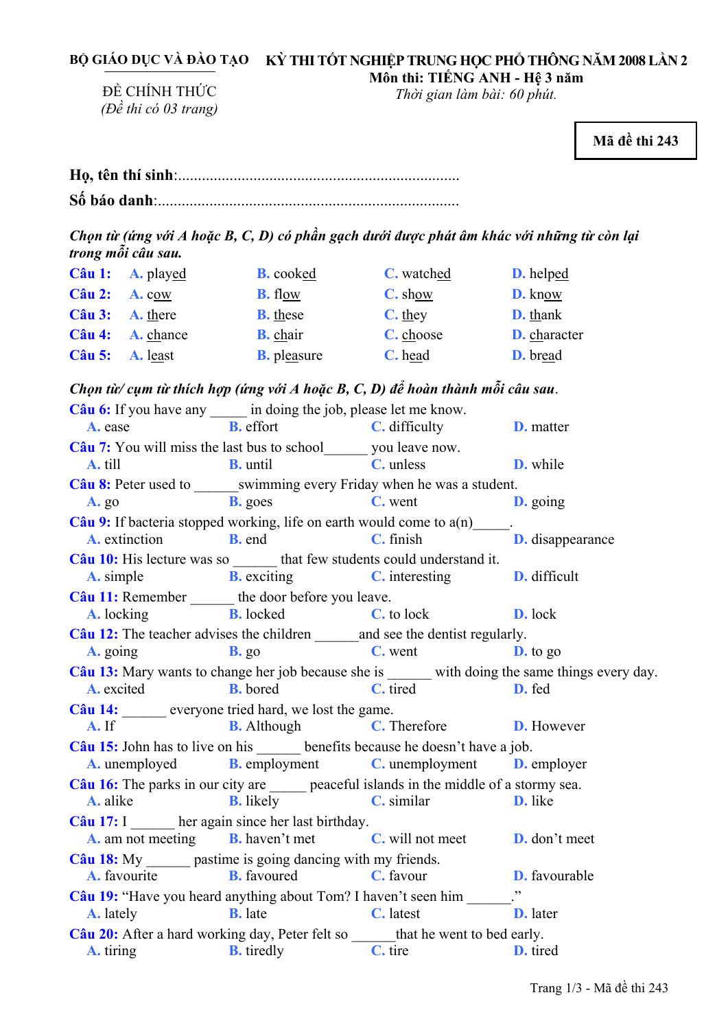**BỘ GIÁO DỤC VÀ ĐÀO TẠO**

ĐỀ CHÍNH THỨC
*(Đề thi có 03 trang)*

**KỲ THI TỐT NGHIỆP TRUNG HỌC PHỔ THÔNG NĂM 2008 LẦN 2**
**Môn thi: TIẾNG ANH - Hệ 3 năm**
*Thời gian làm bài: 60 phút.*

**Mã đề thi 243**

**Họ, tên thí sinh**:........................................................................

**Số báo danh**:............................................................................

***Chọn từ (ứng với A hoặc B, C, D) có phần gạch dưới được phát âm khác với những từ còn lại trong mỗi câu sau.***

**Câu 1:** A. play<u>ed</u> B. cook<u>ed</u> C. watch<u>ed</u> D. help<u>ed</u>

**Câu 2:** A. c<u>ow</u> B. fl<u>ow</u> C. sh<u>ow</u> D. kn<u>ow</u>

**Câu 3:** A. <u>th</u>ere B. <u>th</u>ese C. <u>th</u>ey D. <u>th</u>ank

**Câu 4:** A. <u>ch</u>ance B. <u>ch</u>air C. <u>ch</u>oose D. <u>ch</u>aracter

**Câu 5:** A. l<u>ea</u>st B. pl<u>ea</u>sure C. h<u>ea</u>d D. br<u>ea</u>d

***Chọn từ/ cụm từ thích hợp (ứng với A hoặc B, C, D) để hoàn thành mỗi câu sau.***

**Câu 6:** If you have any _____ in doing the job, please let me know.
A. ease B. effort C. difficulty D. matter

**Câu 7:** You will miss the last bus to school______ you leave now.
A. till B. until C. unless D. while

**Câu 8:** Peter used to ______swimming every Friday when he was a student.
A. go B. goes C. went D. going

**Câu 9:** If bacteria stopped working, life on earth would come to a(n)_____.
A. extinction B. end C. finish D. disappearance

**Câu 10:** His lecture was so ______ that few students could understand it.
A. simple B. exciting C. interesting D. difficult

**Câu 11:** Remember ______ the door before you leave.
A. locking B. locked C. to lock D. lock

**Câu 12:** The teacher advises the children ______and see the dentist regularly.
A. going B. go C. went D. to go

**Câu 13:** Mary wants to change her job because she is ______ with doing the same things every day.
A. excited B. bored C. tired D. fed

**Câu 14:** ______ everyone tried hard, we lost the game.
A. If B. Although C. Therefore D. However

**Câu 15:** John has to live on his ______ benefits because he doesn't have a job.
A. unemployed B. employment C. unemployment D. employer

**Câu 16:** The parks in our city are _____ peaceful islands in the middle of a stormy sea.
A. alike B. likely C. similar D. like

**Câu 17:** I ______ her again since her last birthday.
A. am not meeting B. haven't met C. will not meet D. don't meet

**Câu 18:** My ______ pastime is going dancing with my friends.
A. favourite B. favoured C. favour D. favourable

**Câu 19:** "Have you heard anything about Tom? I haven't seen him ______."
A. lately B. late C. latest D. later

**Câu 20:** After a hard working day, Peter felt so ______that he went to bed early.
A. tiring B. tiredly C. tire D. tired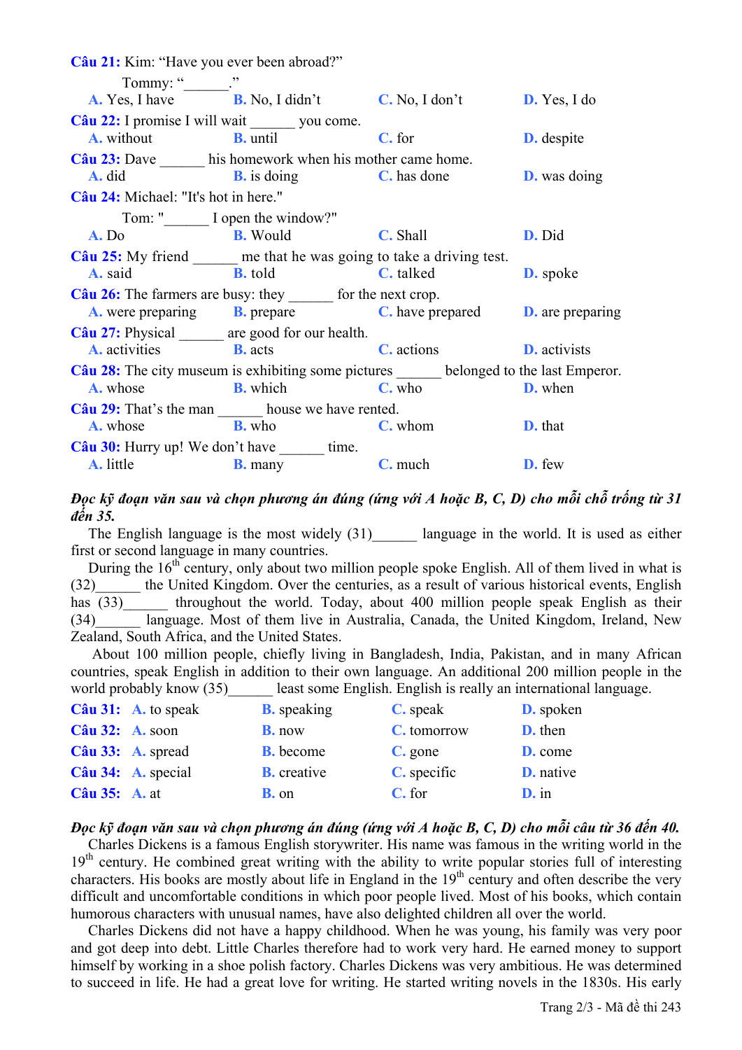**Câu 21:** Kim: “Have you ever been abroad?”

Tommy: “______.”

**A.** Yes, I have **B.** No, I didn’t **C.** No, I don’t **D.** Yes, I do

**Câu 22:** I promise I will wait ______ you come.

**A.** without **B.** until **C.** for **D.** despite

**Câu 23:** Dave ______ his homework when his mother came home.

**A.** did **B.** is doing **C.** has done **D.** was doing

**Câu 24:** Michael: "It's hot in here."

Tom: "______ I open the window?"

**A.** Do **B.** Would **C.** Shall **D.** Did

**Câu 25:** My friend ______ me that he was going to take a driving test.

**A.** said **B.** told **C.** talked **D.** spoke

**Câu 26:** The farmers are busy: they ______ for the next crop.

**A.** were preparing **B.** prepare **C.** have prepared **D.** are preparing

**Câu 27:** Physical ______ are good for our health.

**A.** activities **B.** acts **C.** actions **D.** activists

**Câu 28:** The city museum is exhibiting some pictures ______ belonged to the last Emperor.

**A.** whose **B.** which **C.** who **D.** when

**Câu 29:** That’s the man ______ house we have rented.

**A.** whose **B.** who **C.** whom **D.** that

**Câu 30:** Hurry up! We don’t have ______ time.

**A.** little **B.** many **C.** much **D.** few

***Đọc kỹ đoạn văn sau và chọn phương án đúng (ứng với A hoặc B, C, D) cho mỗi chỗ trống từ 31 đến 35.***

The English language is the most widely (31)______ language in the world. It is used as either first or second language in many countries.

During the 16th century, only about two million people spoke English. All of them lived in what is (32)______ the United Kingdom. Over the centuries, as a result of various historical events, English has (33)______ throughout the world. Today, about 400 million people speak English as their (34)______ language. Most of them live in Australia, Canada, the United Kingdom, Ireland, New Zealand, South Africa, and the United States.

About 100 million people, chiefly living in Bangladesh, India, Pakistan, and in many African countries, speak English in addition to their own language. An additional 200 million people in the world probably know (35)______ least some English. English is really an international language.

**Câu 31:** **A.** to speak **B.** speaking **C.** speak **D.** spoken

**Câu 32:** **A.** soon **B.** now **C.** tomorrow **D.** then

**Câu 33:** **A.** spread **B.** become **C.** gone **D.** come

**Câu 34:** **A.** special **B.** creative **C.** specific **D.** native

**Câu 35:** **A.** at **B.** on **C.** for **D.** in

***Đọc kỹ đoạn văn sau và chọn phương án đúng (ứng với A hoặc B, C, D) cho mỗi câu từ 36 đến 40.***

Charles Dickens is a famous English storywriter. His name was famous in the writing world in the 19th century. He combined great writing with the ability to write popular stories full of interesting characters. His books are mostly about life in England in the 19th century and often describe the very difficult and uncomfortable conditions in which poor people lived. Most of his books, which contain humorous characters with unusual names, have also delighted children all over the world.

Charles Dickens did not have a happy childhood. When he was young, his family was very poor and got deep into debt. Little Charles therefore had to work very hard. He earned money to support himself by working in a shoe polish factory. Charles Dickens was very ambitious. He was determined to succeed in life. He had a great love for writing. He started writing novels in the 1830s. His early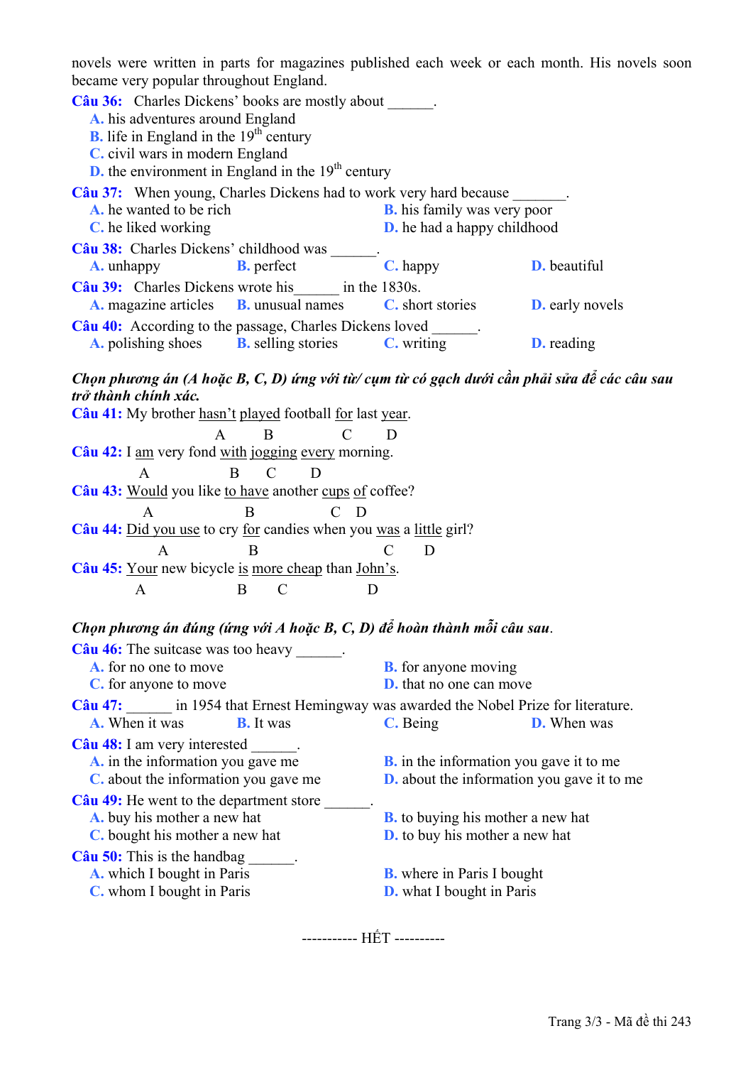novels were written in parts for magazines published each week or each month. His novels soon became very popular throughout England.

**Câu 36:** Charles Dickens' books are mostly about ______.

A. his adventures around England
B. life in England in the 19th century
C. civil wars in modern England
D. the environment in England in the 19th century

**Câu 37:** When young, Charles Dickens had to work very hard because _______.

A. he wanted to be rich
B. his family was very poor
C. he liked working
D. he had a happy childhood

**Câu 38:** Charles Dickens' childhood was ______.

A. unhappy
B. perfect
C. happy
D. beautiful

**Câu 39:** Charles Dickens wrote his______ in the 1830s.

A. magazine articles
B. unusual names
C. short stories
D. early novels

**Câu 40:** According to the passage, Charles Dickens loved ______.

A. polishing shoes
B. selling stories
C. writing
D. reading

***Chọn phương án (A hoặc B, C, D) ứng với từ/ cụm từ có gạch dưới cần phải sửa để các câu sau trở thành chính xác.***

**Câu 41:** My brother hasn't (A) played (B) football for (C) last year (D).

**Câu 42:** I am (A) very fond with (B) jogging (C) every (D) morning.

**Câu 43:** Would (A) you like to have (B) another cups (C) of (D) coffee?

**Câu 44:** Did you use (A) to cry for (B) candies when you was (C) a little (D) girl?

**Câu 45:** Your (A) new bicycle is (B) more cheap (C) than John's (D).

***Chọn phương án đúng (ứng với A hoặc B, C, D) để hoàn thành mỗi câu sau.***

**Câu 46:** The suitcase was too heavy ______.

A. for no one to move
B. for anyone moving
C. for anyone to move
D. that no one can move

**Câu 47:** ______ in 1954 that Ernest Hemingway was awarded the Nobel Prize for literature.

A. When it was
B. It was
C. Being
D. When was

**Câu 48:** I am very interested ______.

A. in the information you gave me
B. in the information you gave it to me
C. about the information you gave me
D. about the information you gave it to me

**Câu 49:** He went to the department store ______.

A. buy his mother a new hat
B. to buying his mother a new hat
C. bought his mother a new hat
D. to buy his mother a new hat

**Câu 50:** This is the handbag ______.

A. which I bought in Paris
B. where in Paris I bought
C. whom I bought in Paris
D. what I bought in Paris

----------- HẾT ----------